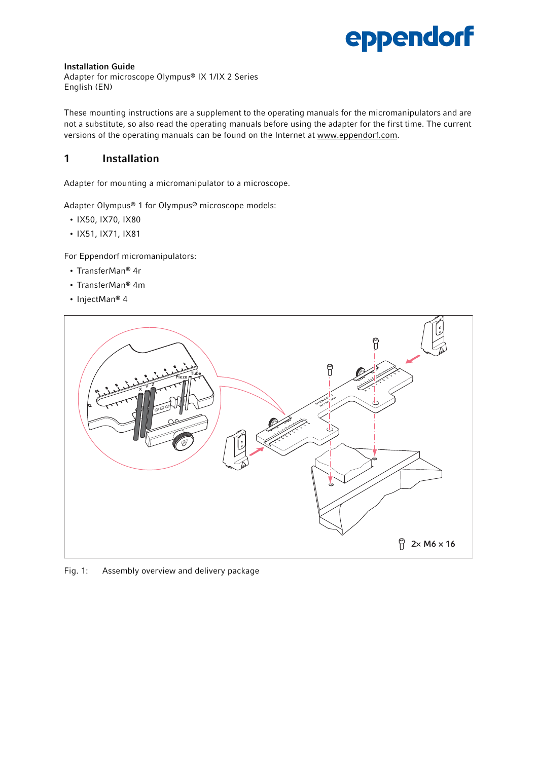**Installation Guide**
Adapter for microscope Olympus® IX 1/IX 2 Series
English (EN)

These mounting instructions are a supplement to the operating manuals for the micromanipulators and are not a substitute, so also read the operating manuals before using the adapter for the first time. The current versions of the operating manuals can be found on the Internet at www.eppendorf.com.

# 1 Installation

Adapter for mounting a micromanipulator to a microscope.

Adapter Olympus® 1 for Olympus® microscope models:

- IX50, IX70, IX80
- IX51, IX71, IX81

For Eppendorf micromanipulators:

- TransferMan® 4r
- TransferMan® 4m
- InjectMan® 4

2× M6 × 16

Fig. 1: Assembly overview and delivery package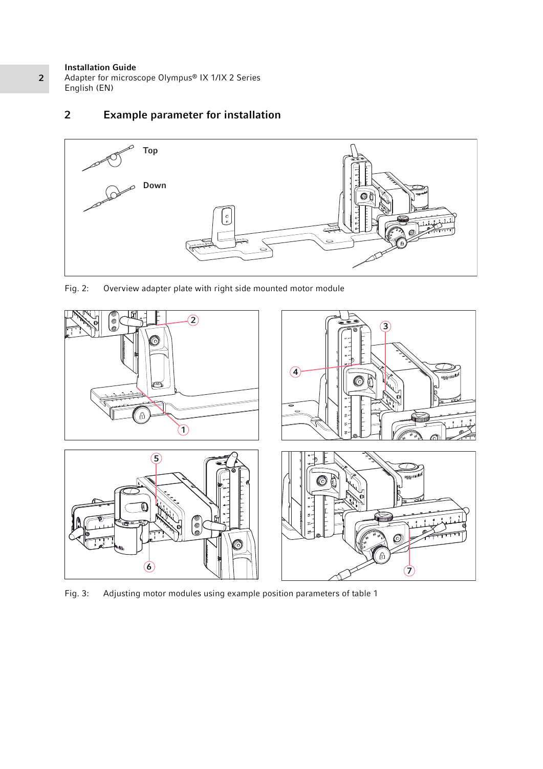## 2 Example parameter for installation

Fig. 2: Overview adapter plate with right side mounted motor module

Fig. 3: Adjusting motor modules using example position parameters of table 1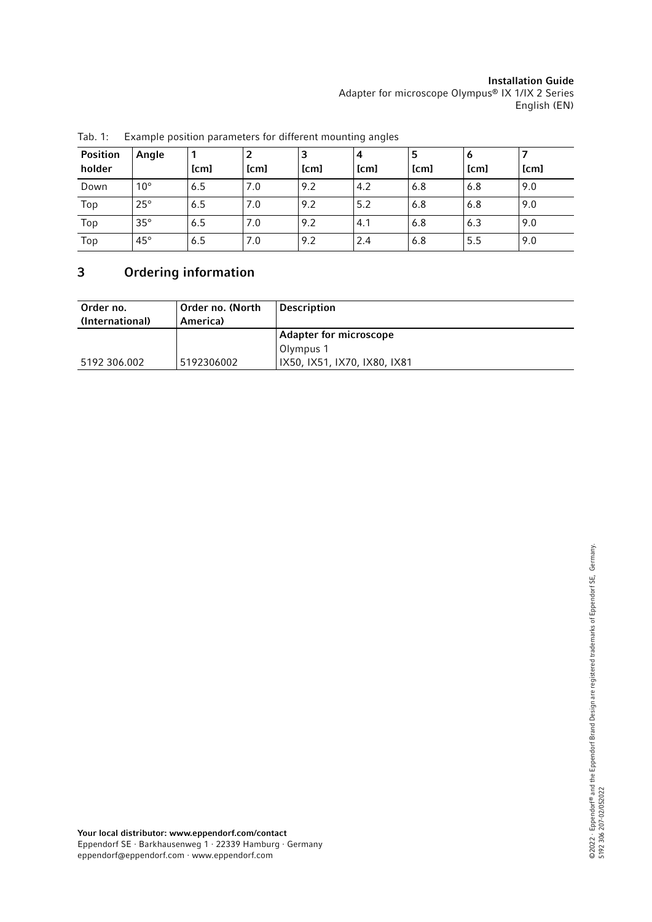Tab. 1: Example position parameters for different mounting angles

| Position holder | Angle | 1 [cm] | 2 [cm] | 3 [cm] | 4 [cm] | 5 [cm] | 6 [cm] | 7 [cm] |
|---|---|---|---|---|---|---|---|---|
| Down | 10° | 6.5 | 7.0 | 9.2 | 4.2 | 6.8 | 6.8 | 9.0 |
| Top | 25° | 6.5 | 7.0 | 9.2 | 5.2 | 6.8 | 6.8 | 9.0 |
| Top | 35° | 6.5 | 7.0 | 9.2 | 4.1 | 6.8 | 6.3 | 9.0 |
| Top | 45° | 6.5 | 7.0 | 9.2 | 2.4 | 6.8 | 5.5 | 9.0 |

## 3 Ordering information

| Order no. (International) | Order no. (North America) | Description |
|---|---|---|
| 5192 306.002 | 5192306002 | **Adapter for microscope** Olympus 1 IX50, IX51, IX70, IX80, IX81 |

**Your local distributor: www.eppendorf.com/contact**
Eppendorf SE · Barkhausenweg 1 · 22339 Hamburg · Germany
eppendorf@eppendorf.com · www.eppendorf.com

©2022 · Eppendorf® and the Eppendorf Brand Design are registered trademarks of Eppendorf SE, Germany.
5192 306 207-02/052022